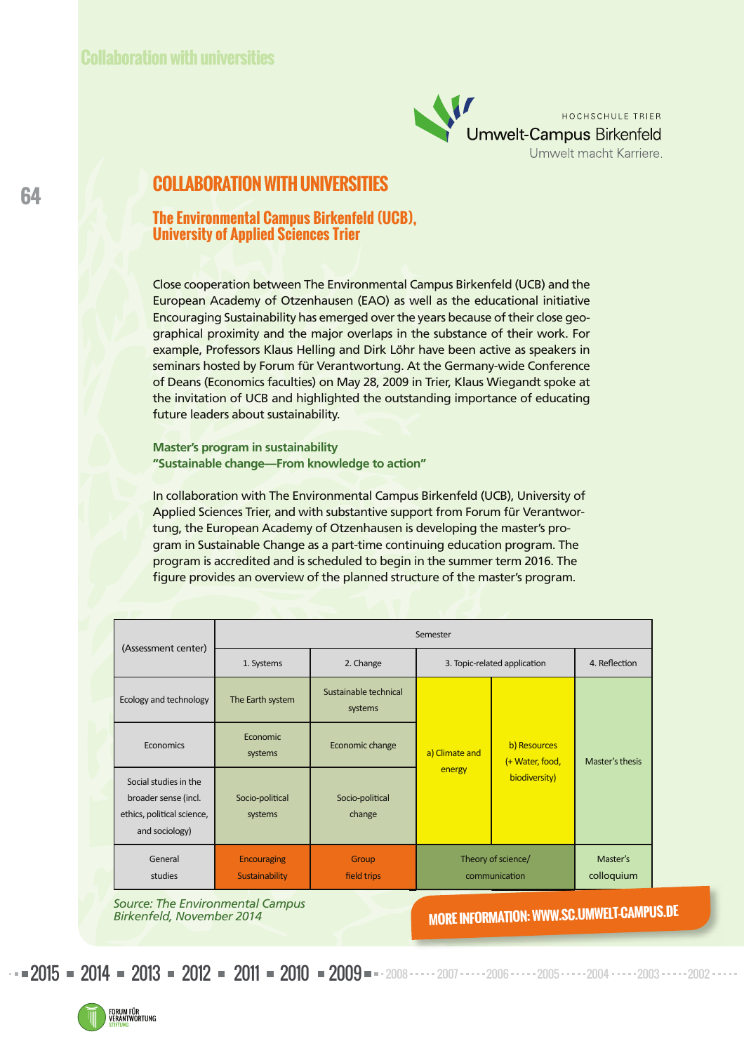HOCHSCHULE TRIER
Umwelt-Campus Birkenfeld
Umwelt macht Karriere.

# COLLABORATION WITH UNIVERSITIES

## The Environmental Campus Birkenfeld (UCB), University of Applied Sciences Trier

Close cooperation between The Environmental Campus Birkenfeld (UCB) and the European Academy of Otzenhausen (EAO) as well as the educational initiative Encouraging Sustainability has emerged over the years because of their close geographical proximity and the major overlaps in the substance of their work. For example, Professors Klaus Helling and Dirk Löhr have been active as speakers in seminars hosted by Forum für Verantwortung. At the Germany-wide Conference of Deans (Economics faculties) on May 28, 2009 in Trier, Klaus Wiegandt spoke at the invitation of UCB and highlighted the outstanding importance of educating future leaders about sustainability.

### Master's program in sustainability "Sustainable change—From knowledge to action"

In collaboration with The Environmental Campus Birkenfeld (UCB), University of Applied Sciences Trier, and with substantive support from Forum für Verantwortung, the European Academy of Otzenhausen is developing the master's program in Sustainable Change as a part-time continuing education program. The program is accredited and is scheduled to begin in the summer term 2016. The figure provides an overview of the planned structure of the master's program.

| (Assessment center) | Semester | | | | |
|---|---|---|---|---|---|
| | 1. Systems | 2. Change | 3. Topic-related application | | 4. Reflection |
| Ecology and technology | The Earth system | Sustainable technical systems | a) Climate and energy | b) Resources (+ Water, food, biodiversity) | Master's thesis |
| Economics | Economic systems | Economic change | | | |
| Social studies in the broader sense (incl. ethics, political science, and sociology) | Socio-political systems | Socio-political change | | | |
| General studies | Encouraging Sustainability | Group field trips | Theory of science/ communication | | Master's colloquium |

*Source: The Environmental Campus Birkenfeld, November 2014*

**MORE INFORMATION: WWW.SC.UMWELT-CAMPUS.DE**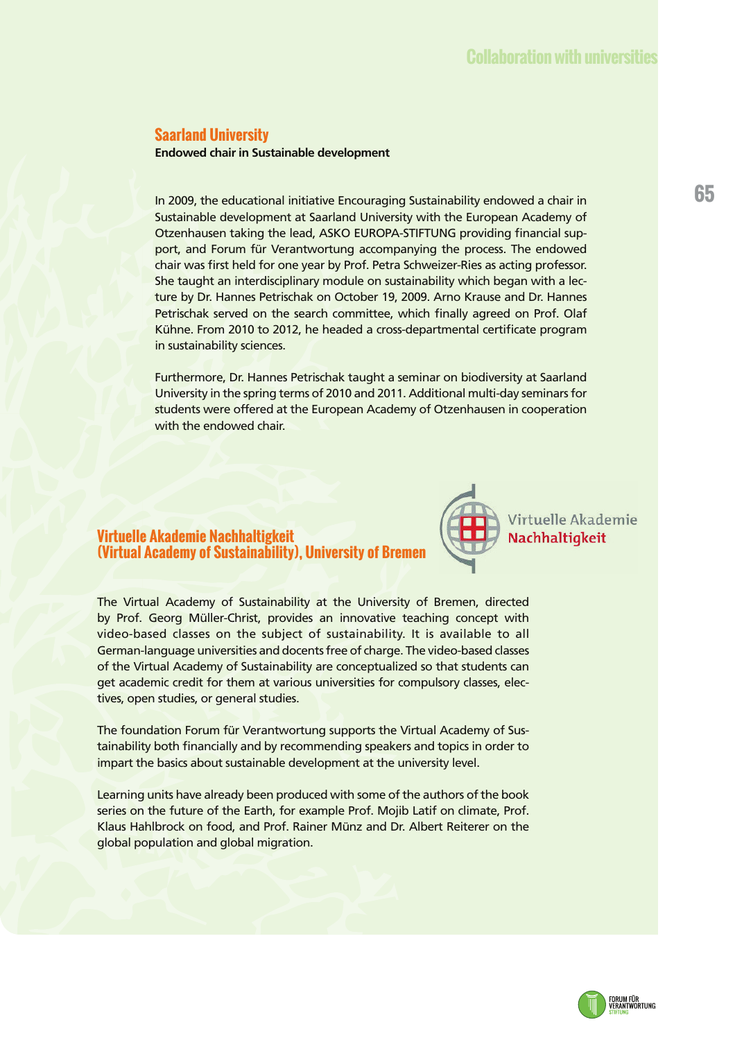## Saarland University

**Endowed chair in Sustainable development**

In 2009, the educational initiative Encouraging Sustainability endowed a chair in Sustainable development at Saarland University with the European Academy of Otzenhausen taking the lead, ASKO EUROPA-STIFTUNG providing financial support, and Forum für Verantwortung accompanying the process. The endowed chair was first held for one year by Prof. Petra Schweizer-Ries as acting professor. She taught an interdisciplinary module on sustainability which began with a lecture by Dr. Hannes Petrischak on October 19, 2009. Arno Krause and Dr. Hannes Petrischak served on the search committee, which finally agreed on Prof. Olaf Kühne. From 2010 to 2012, he headed a cross-departmental certificate program in sustainability sciences.

Furthermore, Dr. Hannes Petrischak taught a seminar on biodiversity at Saarland University in the spring terms of 2010 and 2011. Additional multi-day seminars for students were offered at the European Academy of Otzenhausen in cooperation with the endowed chair.

## Virtuelle Akademie Nachhaltigkeit (Virtual Academy of Sustainability), University of Bremen

Virtuelle Akademie Nachhaltigkeit

The Virtual Academy of Sustainability at the University of Bremen, directed by Prof. Georg Müller-Christ, provides an innovative teaching concept with video-based classes on the subject of sustainability. It is available to all German-language universities and docents free of charge. The video-based classes of the Virtual Academy of Sustainability are conceptualized so that students can get academic credit for them at various universities for compulsory classes, electives, open studies, or general studies.

The foundation Forum für Verantwortung supports the Virtual Academy of Sustainability both financially and by recommending speakers and topics in order to impart the basics about sustainable development at the university level.

Learning units have already been produced with some of the authors of the book series on the future of the Earth, for example Prof. Mojib Latif on climate, Prof. Klaus Hahlbrock on food, and Prof. Rainer Münz and Dr. Albert Reiterer on the global population and global migration.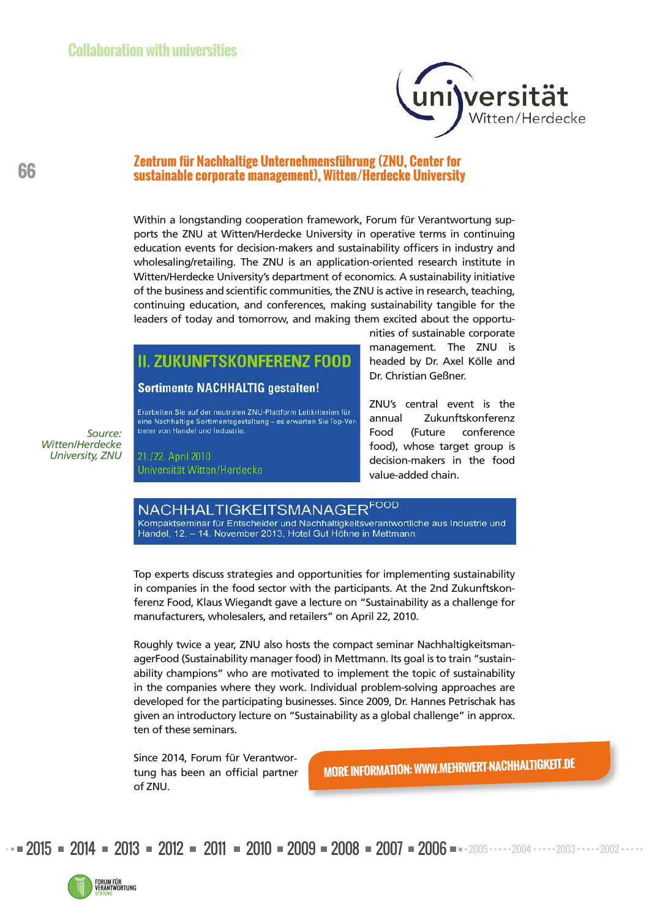## Collaboration with universities

universität Witten/Herdecke

### Zentrum für Nachhaltige Unternehmensführung (ZNU, Center for sustainable corporate management), Witten/Herdecke University

Within a longstanding cooperation framework, Forum für Verantwortung supports the ZNU at Witten/Herdecke University in operative terms in continuing education events for decision-makers and sustainability officers in industry and wholesaling/retailing. The ZNU is an application-oriented research institute in Witten/Herdecke University's department of economics. A sustainability initiative of the business and scientific communities, the ZNU is active in research, teaching, continuing education, and conferences, making sustainability tangible for the leaders of today and tomorrow, and making them excited about the opportunities of sustainable corporate management. The ZNU is headed by Dr. Axel Kölle and Dr. Christian Geßner.

**II. ZUKUNFTSKONFERENZ FOOD**

**Sortimente NACHHALTIG gestalten!**

Erarbeiten Sie auf der neutralen ZNU-Plattform Leitkriterien für eine Nachhaltige Sortimentsgestaltung – es erwarten Sie Top-Vertreter von Handel und Industrie.

21./22. April 2010
Universität Witten/Herdecke

*Source: Witten/Herdecke University, ZNU*

ZNU's central event is the annual Zukunftskonferenz Food (Future conference food), whose target group is decision-makers in the food value-added chain.

**NACHHALTIGKEITSMANAGER FOOD**
Kompaktseminar für Entscheider und Nachhaltigkeitsverantwortliche aus Industrie und Handel, 12. – 14. November 2013, Hotel Gut Höhne in Mettmann

Top experts discuss strategies and opportunities for implementing sustainability in companies in the food sector with the participants. At the 2nd Zukunftskonferenz Food, Klaus Wiegandt gave a lecture on "Sustainability as a challenge for manufacturers, wholesalers, and retailers" on April 22, 2010.

Roughly twice a year, ZNU also hosts the compact seminar NachhaltigkeitsmanagerFood (Sustainability manager food) in Mettmann. Its goal is to train "sustainability champions" who are motivated to implement the topic of sustainability in the companies where they work. Individual problem-solving approaches are developed for the participating businesses. Since 2009, Dr. Hannes Petrischak has given an introductory lecture on "Sustainability as a global challenge" in approx. ten of these seminars.

Since 2014, Forum für Verantwortung has been an official partner of ZNU.

**MORE INFORMATION: WWW.MEHRWERT-NACHHALTIGKEIT.DE**

2015 ▪ 2014 ▪ 2013 ▪ 2012 ▪ 2011 ▪ 2010 ▪ 2009 ▪ 2008 ▪ 2007 ▪ 2006 ▪ 2005 ▪ 2004 ▪ 2003 ▪ 2002